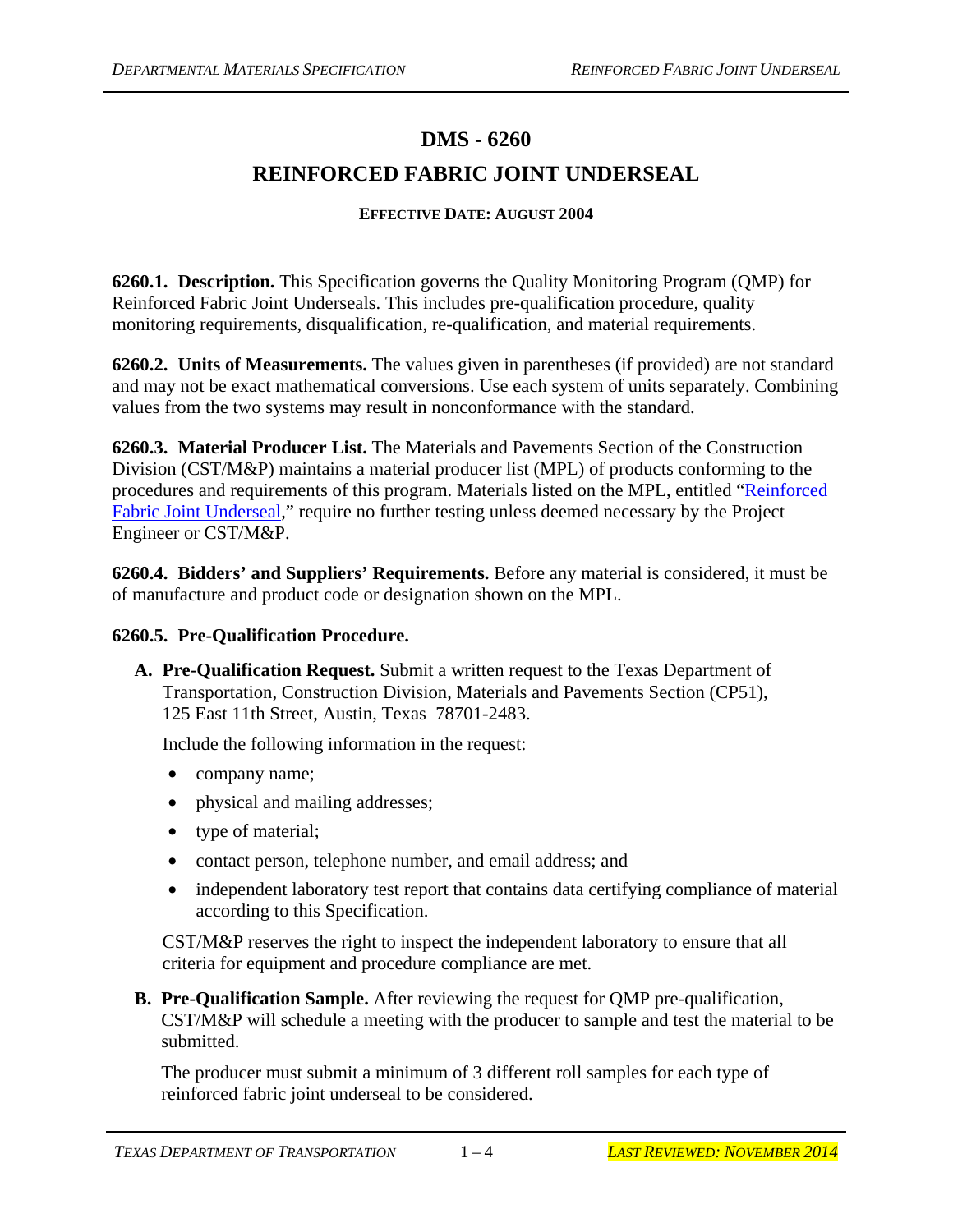# DMS - 6260

## REINFORCED FABRIC JOINT UNDERSEAL

**EFFECTIVE DATE: AUGUST 2004**

**6260.1. Description.** This Specification governs the Quality Monitoring Program (QMP) for Reinforced Fabric Joint Underseals. This includes pre-qualification procedure, quality monitoring requirements, disqualification, re-qualification, and material requirements.

**6260.2. Units of Measurements.** The values given in parentheses (if provided) are not standard and may not be exact mathematical conversions. Use each system of units separately. Combining values from the two systems may result in nonconformance with the standard.

**6260.3. Material Producer List.** The Materials and Pavements Section of the Construction Division (CST/M&P) maintains a material producer list (MPL) of products conforming to the procedures and requirements of this program. Materials listed on the MPL, entitled "Reinforced Fabric Joint Underseal," require no further testing unless deemed necessary by the Project Engineer or CST/M&P.

**6260.4. Bidders' and Suppliers' Requirements.** Before any material is considered, it must be of manufacture and product code or designation shown on the MPL.

**6260.5. Pre-Qualification Procedure.**

**A. Pre-Qualification Request.** Submit a written request to the Texas Department of Transportation, Construction Division, Materials and Pavements Section (CP51), 125 East 11th Street, Austin, Texas 78701-2483.

Include the following information in the request:

- company name;
- physical and mailing addresses;
- type of material;
- contact person, telephone number, and email address; and
- independent laboratory test report that contains data certifying compliance of material according to this Specification.

CST/M&P reserves the right to inspect the independent laboratory to ensure that all criteria for equipment and procedure compliance are met.

**B. Pre-Qualification Sample.** After reviewing the request for QMP pre-qualification, CST/M&P will schedule a meeting with the producer to sample and test the material to be submitted.

The producer must submit a minimum of 3 different roll samples for each type of reinforced fabric joint underseal to be considered.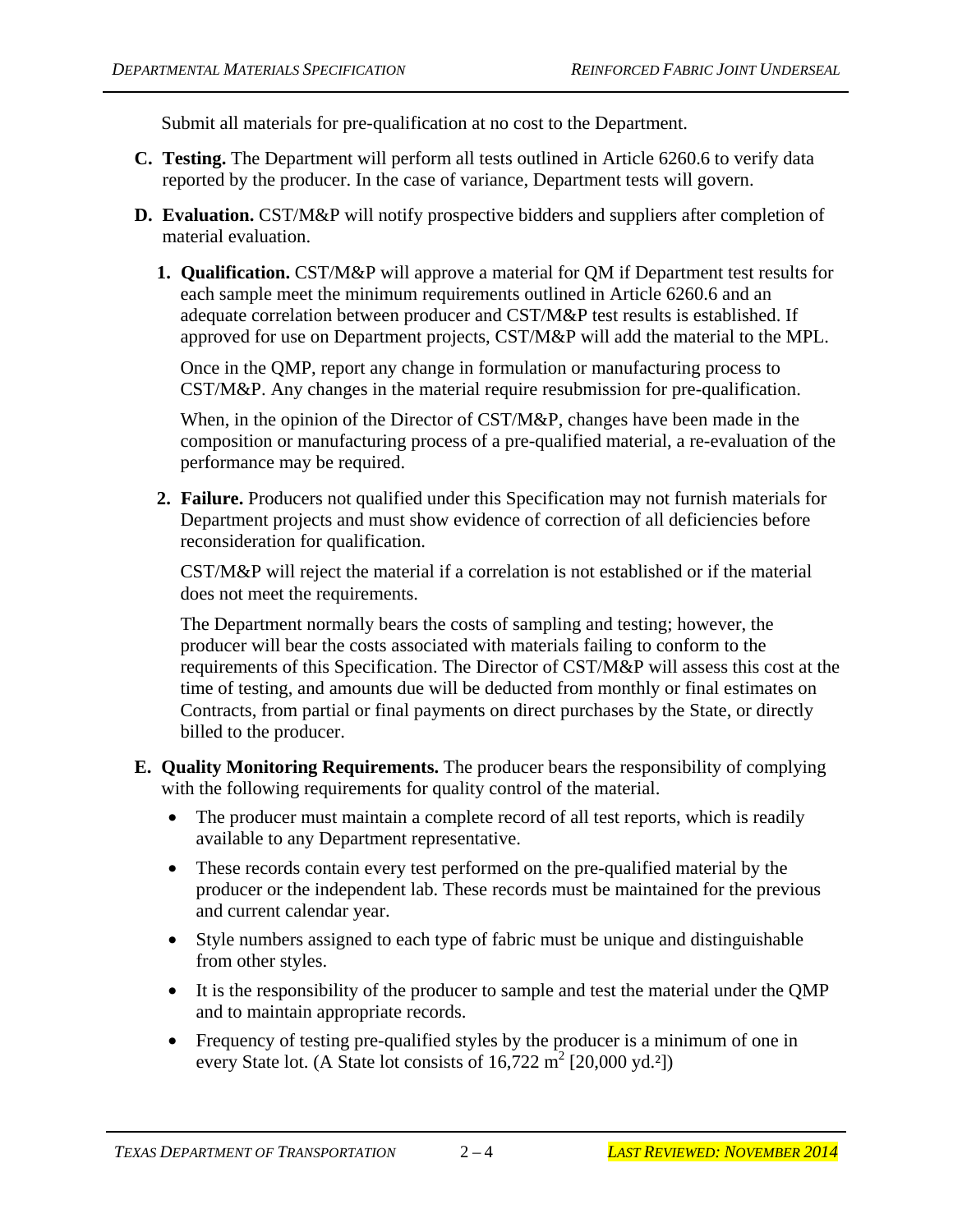Submit all materials for pre-qualification at no cost to the Department.

**C. Testing.** The Department will perform all tests outlined in Article 6260.6 to verify data reported by the producer. In the case of variance, Department tests will govern.

**D. Evaluation.** CST/M&P will notify prospective bidders and suppliers after completion of material evaluation.

**1. Qualification.** CST/M&P will approve a material for QM if Department test results for each sample meet the minimum requirements outlined in Article 6260.6 and an adequate correlation between producer and CST/M&P test results is established. If approved for use on Department projects, CST/M&P will add the material to the MPL.

Once in the QMP, report any change in formulation or manufacturing process to CST/M&P. Any changes in the material require resubmission for pre-qualification.

When, in the opinion of the Director of CST/M&P, changes have been made in the composition or manufacturing process of a pre-qualified material, a re-evaluation of the performance may be required.

**2. Failure.** Producers not qualified under this Specification may not furnish materials for Department projects and must show evidence of correction of all deficiencies before reconsideration for qualification.

CST/M&P will reject the material if a correlation is not established or if the material does not meet the requirements.

The Department normally bears the costs of sampling and testing; however, the producer will bear the costs associated with materials failing to conform to the requirements of this Specification. The Director of CST/M&P will assess this cost at the time of testing, and amounts due will be deducted from monthly or final estimates on Contracts, from partial or final payments on direct purchases by the State, or directly billed to the producer.

**E. Quality Monitoring Requirements.** The producer bears the responsibility of complying with the following requirements for quality control of the material.

- The producer must maintain a complete record of all test reports, which is readily available to any Department representative.
- These records contain every test performed on the pre-qualified material by the producer or the independent lab. These records must be maintained for the previous and current calendar year.
- Style numbers assigned to each type of fabric must be unique and distinguishable from other styles.
- It is the responsibility of the producer to sample and test the material under the QMP and to maintain appropriate records.
- Frequency of testing pre-qualified styles by the producer is a minimum of one in every State lot. (A State lot consists of 16,722 $m^2$ [20,000 $yd.^2$])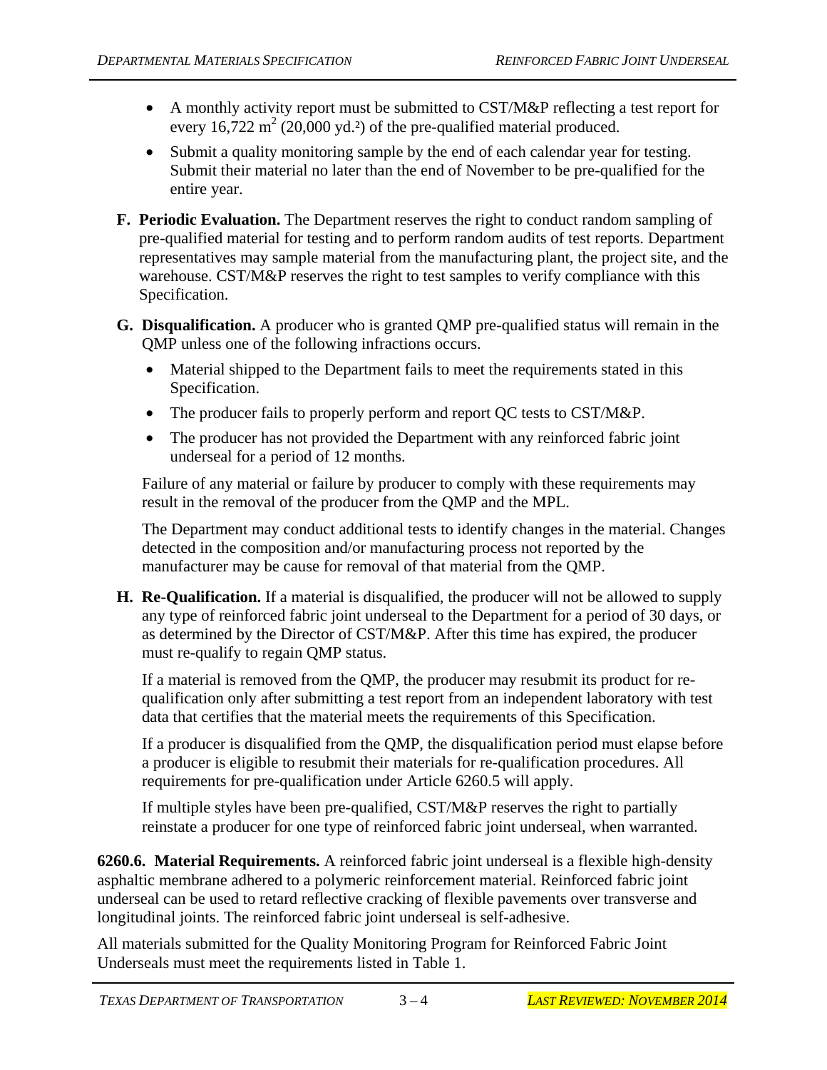- A monthly activity report must be submitted to CST/M&P reflecting a test report for every 16,722 $m^2$ (20,000 $yd.^2$) of the pre-qualified material produced.
- Submit a quality monitoring sample by the end of each calendar year for testing. Submit their material no later than the end of November to be pre-qualified for the entire year.

**F. Periodic Evaluation.** The Department reserves the right to conduct random sampling of pre-qualified material for testing and to perform random audits of test reports. Department representatives may sample material from the manufacturing plant, the project site, and the warehouse. CST/M&P reserves the right to test samples to verify compliance with this Specification.

**G. Disqualification.** A producer who is granted QMP pre-qualified status will remain in the QMP unless one of the following infractions occurs.

- Material shipped to the Department fails to meet the requirements stated in this Specification.
- The producer fails to properly perform and report QC tests to CST/M&P.
- The producer has not provided the Department with any reinforced fabric joint underseal for a period of 12 months.

Failure of any material or failure by producer to comply with these requirements may result in the removal of the producer from the QMP and the MPL.

The Department may conduct additional tests to identify changes in the material. Changes detected in the composition and/or manufacturing process not reported by the manufacturer may be cause for removal of that material from the QMP.

**H. Re-Qualification.** If a material is disqualified, the producer will not be allowed to supply any type of reinforced fabric joint underseal to the Department for a period of 30 days, or as determined by the Director of CST/M&P. After this time has expired, the producer must re-qualify to regain QMP status.

If a material is removed from the QMP, the producer may resubmit its product for re-qualification only after submitting a test report from an independent laboratory with test data that certifies that the material meets the requirements of this Specification.

If a producer is disqualified from the QMP, the disqualification period must elapse before a producer is eligible to resubmit their materials for re-qualification procedures. All requirements for pre-qualification under Article 6260.5 will apply.

If multiple styles have been pre-qualified, CST/M&P reserves the right to partially reinstate a producer for one type of reinforced fabric joint underseal, when warranted.

**6260.6. Material Requirements.** A reinforced fabric joint underseal is a flexible high-density asphaltic membrane adhered to a polymeric reinforcement material. Reinforced fabric joint underseal can be used to retard reflective cracking of flexible pavements over transverse and longitudinal joints. The reinforced fabric joint underseal is self-adhesive.

All materials submitted for the Quality Monitoring Program for Reinforced Fabric Joint Underseals must meet the requirements listed in Table 1.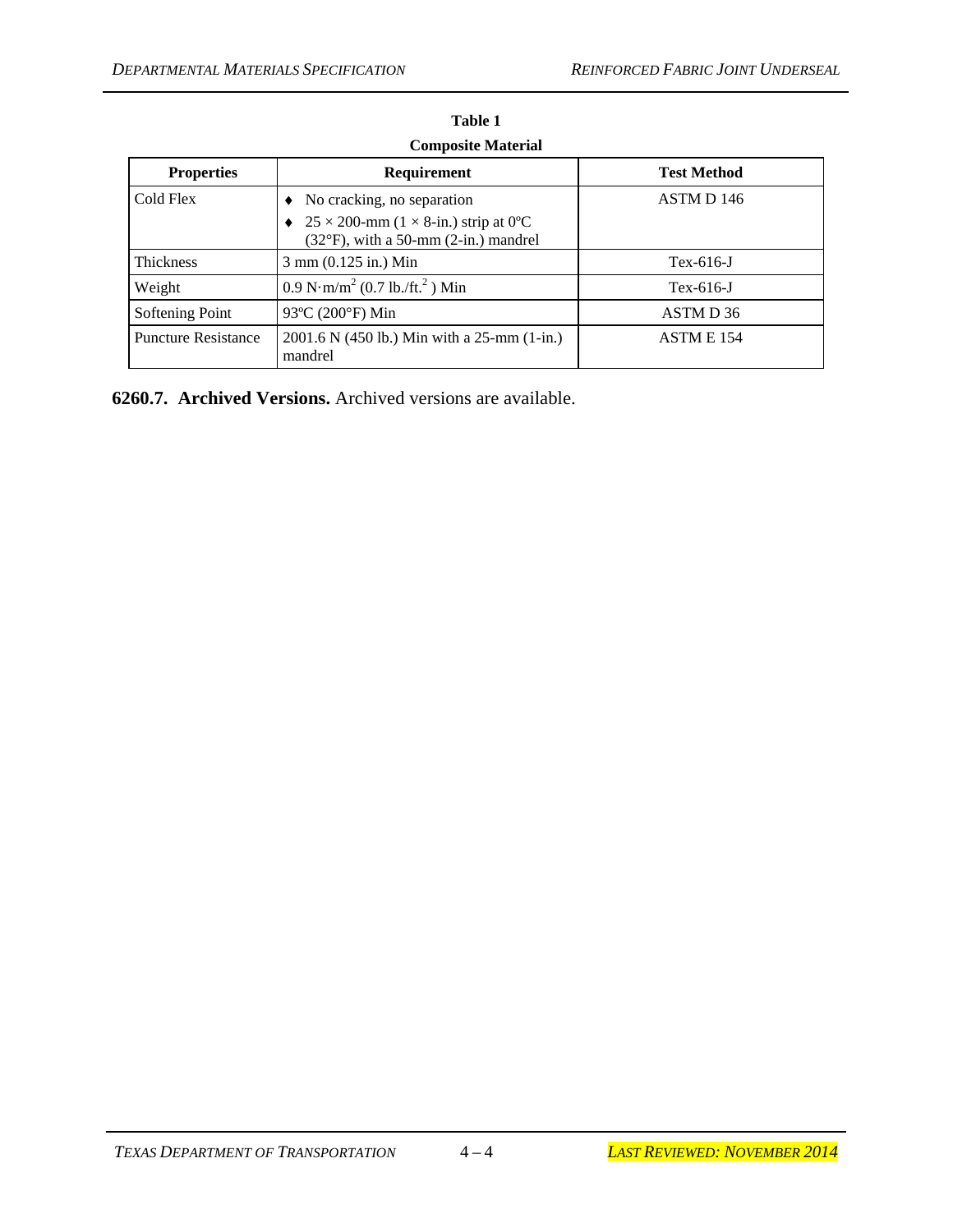**Table 1**

**Composite Material**

| Properties | Requirement | Test Method |
|---|---|---|
| Cold Flex | ♦ No cracking, no separation<br>♦ 25 × 200-mm (1 × 8-in.) strip at 0ºC (32°F), with a 50-mm (2-in.) mandrel | ASTM D 146 |
| Thickness | 3 mm (0.125 in.) Min | Tex-616-J |
| Weight | 0.9 N·m/m$^2$ (0.7 lb./ft.$^2$ ) Min | Tex-616-J |
| Softening Point | 93ºC (200°F) Min | ASTM D 36 |
| Puncture Resistance | 2001.6 N (450 lb.) Min with a 25-mm (1-in.) mandrel | ASTM E 154 |

**6260.7. Archived Versions.** Archived versions are available.